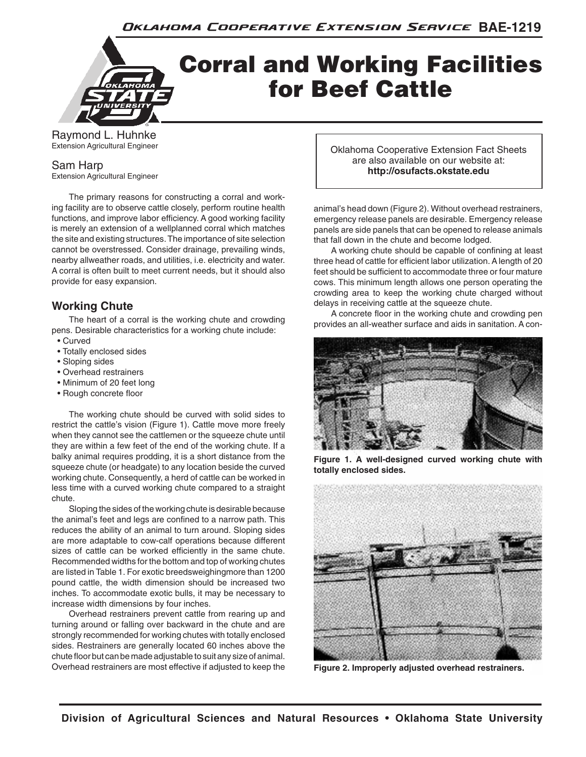# Corral and Working Facilities for Beef Cattle

Raymond L. Huhnke
Extension Agricultural Engineer

Sam Harp
Extension Agricultural Engineer

Oklahoma Cooperative Extension Fact Sheets are also available on our website at: **http://osufacts.okstate.edu**

The primary reasons for constructing a corral and working facility are to observe cattle closely, perform routine health functions, and improve labor efficiency. A good working facility is merely an extension of a wellplanned corral which matches the site and existing structures. The importance of site selection cannot be overstressed. Consider drainage, prevailing winds, nearby allweather roads, and utilities, i.e. electricity and water. A corral is often built to meet current needs, but it should also provide for easy expansion.

## Working Chute

The heart of a corral is the working chute and crowding pens. Desirable characteristics for a working chute include:

- Curved
- Totally enclosed sides
- Sloping sides
- Overhead restrainers
- Minimum of 20 feet long
- Rough concrete floor

The working chute should be curved with solid sides to restrict the cattle's vision (Figure 1). Cattle move more freely when they cannot see the cattlemen or the squeeze chute until they are within a few feet of the end of the working chute. If a balky animal requires prodding, it is a short distance from the squeeze chute (or headgate) to any location beside the curved working chute. Consequently, a herd of cattle can be worked in less time with a curved working chute compared to a straight chute.

Sloping the sides of the working chute is desirable because the animal's feet and legs are confined to a narrow path. This reduces the ability of an animal to turn around. Sloping sides are more adaptable to cow-calf operations because different sizes of cattle can be worked efficiently in the same chute. Recommended widths for the bottom and top of working chutes are listed in Table 1. For exotic breedsweighingmore than 1200 pound cattle, the width dimension should be increased two inches. To accommodate exotic bulls, it may be necessary to increase width dimensions by four inches.

Overhead restrainers prevent cattle from rearing up and turning around or falling over backward in the chute and are strongly recommended for working chutes with totally enclosed sides. Restrainers are generally located 60 inches above the chute floor but can be made adjustable to suit any size of animal. Overhead restrainers are most effective if adjusted to keep the animal's head down (Figure 2). Without overhead restrainers, emergency release panels are desirable. Emergency release panels are side panels that can be opened to release animals that fall down in the chute and become lodged.

A working chute should be capable of confining at least three head of cattle for efficient labor utilization. A length of 20 feet should be sufficient to accommodate three or four mature cows. This minimum length allows one person operating the crowding area to keep the working chute charged without delays in receiving cattle at the squeeze chute.

A concrete floor in the working chute and crowding pen provides an all-weather surface and aids in sanitation. A con-

**Figure 1. A well-designed curved working chute with totally enclosed sides.**

**Figure 2. Improperly adjusted overhead restrainers.**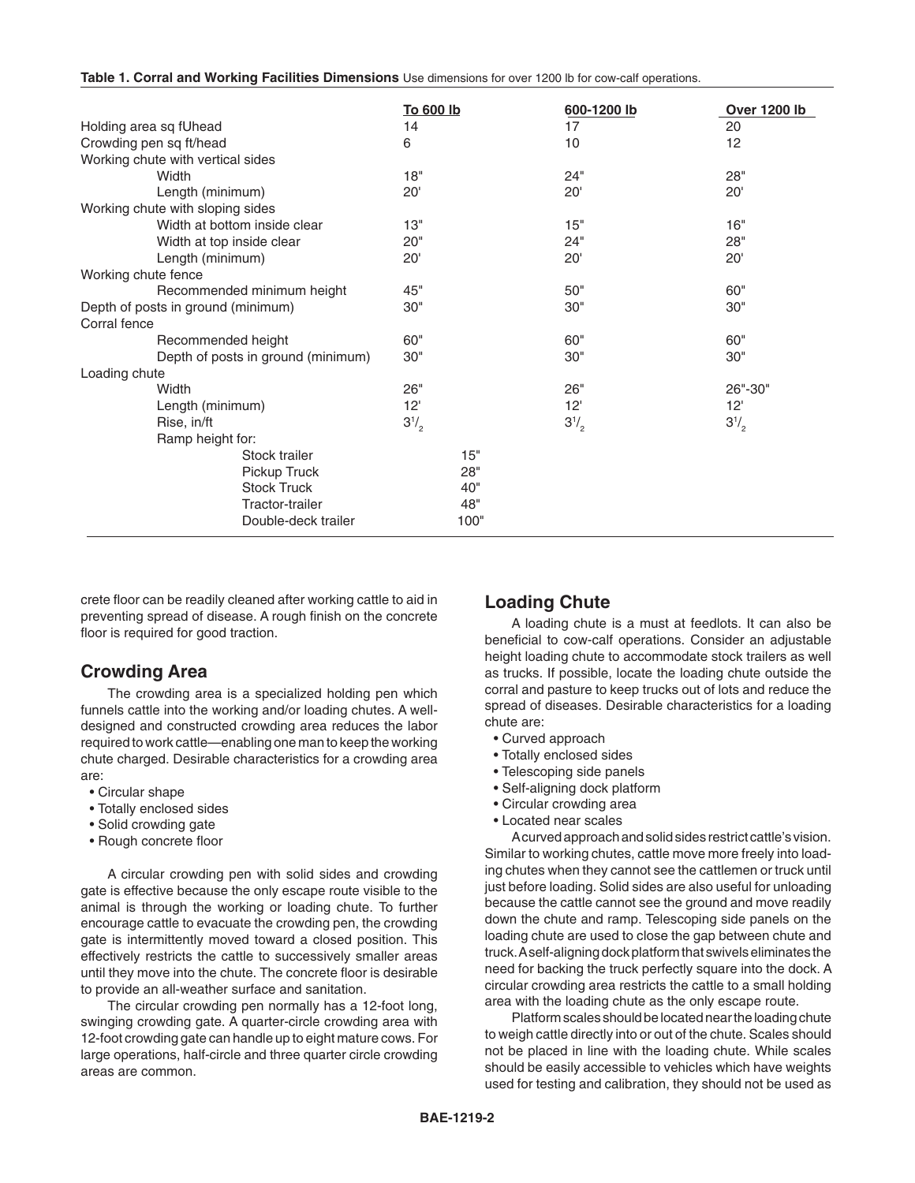**Table 1. Corral and Working Facilities Dimensions** Use dimensions for over 1200 lb for cow-calf operations.

| | To 600 lb | 600-1200 lb | Over 1200 lb |
|---|---|---|---|
| Holding area sq fUhead | 14 | 17 | 20 |
| Crowding pen sq ft/head | 6 | 10 | 12 |
| Working chute with vertical sides | | | |
| Width | 18" | 24" | 28" |
| Length (minimum) | 20' | 20' | 20' |
| Working chute with sloping sides | | | |
| Width at bottom inside clear | 13" | 15" | 16" |
| Width at top inside clear | 20" | 24" | 28" |
| Length (minimum) | 20' | 20' | 20' |
| Working chute fence | | | |
| Recommended minimum height | 45" | 50" | 60" |
| Depth of posts in ground (minimum) | 30" | 30" | 30" |
| Corral fence | | | |
| Recommended height | 60" | 60" | 60" |
| Depth of posts in ground (minimum) | 30" | 30" | 30" |
| Loading chute | | | |
| Width | 26" | 26" | 26"-30" |
| Length (minimum) | 12' | 12' | 12' |
| Rise, in/ft | $3^1/_2$ | $3^1/_2$ | $3^1/_2$ |
| Ramp height for: | | | |
| Stock trailer | 15" | | |
| Pickup Truck | 28" | | |
| Stock Truck | 40" | | |
| Tractor-trailer | 48" | | |
| Double-deck trailer | 100" | | |

crete floor can be readily cleaned after working cattle to aid in preventing spread of disease. A rough finish on the concrete floor is required for good traction.

## Crowding Area

The crowding area is a specialized holding pen which funnels cattle into the working and/or loading chutes. A well-designed and constructed crowding area reduces the labor required to work cattle—enabling one man to keep the working chute charged. Desirable characteristics for a crowding area are:

- Circular shape
- Totally enclosed sides
- Solid crowding gate
- Rough concrete floor

A circular crowding pen with solid sides and crowding gate is effective because the only escape route visible to the animal is through the working or loading chute. To further encourage cattle to evacuate the crowding pen, the crowding gate is intermittently moved toward a closed position. This effectively restricts the cattle to successively smaller areas until they move into the chute. The concrete floor is desirable to provide an all-weather surface and sanitation.

The circular crowding pen normally has a 12-foot long, swinging crowding gate. A quarter-circle crowding area with 12-foot crowding gate can handle up to eight mature cows. For large operations, half-circle and three quarter circle crowding areas are common.

## Loading Chute

A loading chute is a must at feedlots. It can also be beneficial to cow-calf operations. Consider an adjustable height loading chute to accommodate stock trailers as well as trucks. If possible, locate the loading chute outside the corral and pasture to keep trucks out of lots and reduce the spread of diseases. Desirable characteristics for a loading chute are:

- Curved approach
- Totally enclosed sides
- Telescoping side panels
- Self-aligning dock platform
- Circular crowding area
- Located near scales

A curved approach and solid sides restrict cattle's vision. Similar to working chutes, cattle move more freely into loading chutes when they cannot see the cattlemen or truck until just before loading. Solid sides are also useful for unloading because the cattle cannot see the ground and move readily down the chute and ramp. Telescoping side panels on the loading chute are used to close the gap between chute and truck. A self-aligning dock platform that swivels eliminates the need for backing the truck perfectly square into the dock. A circular crowding area restricts the cattle to a small holding area with the loading chute as the only escape route.

Platform scales should be located near the loading chute to weigh cattle directly into or out of the chute. Scales should not be placed in line with the loading chute. While scales should be easily accessible to vehicles which have weights used for testing and calibration, they should not be used as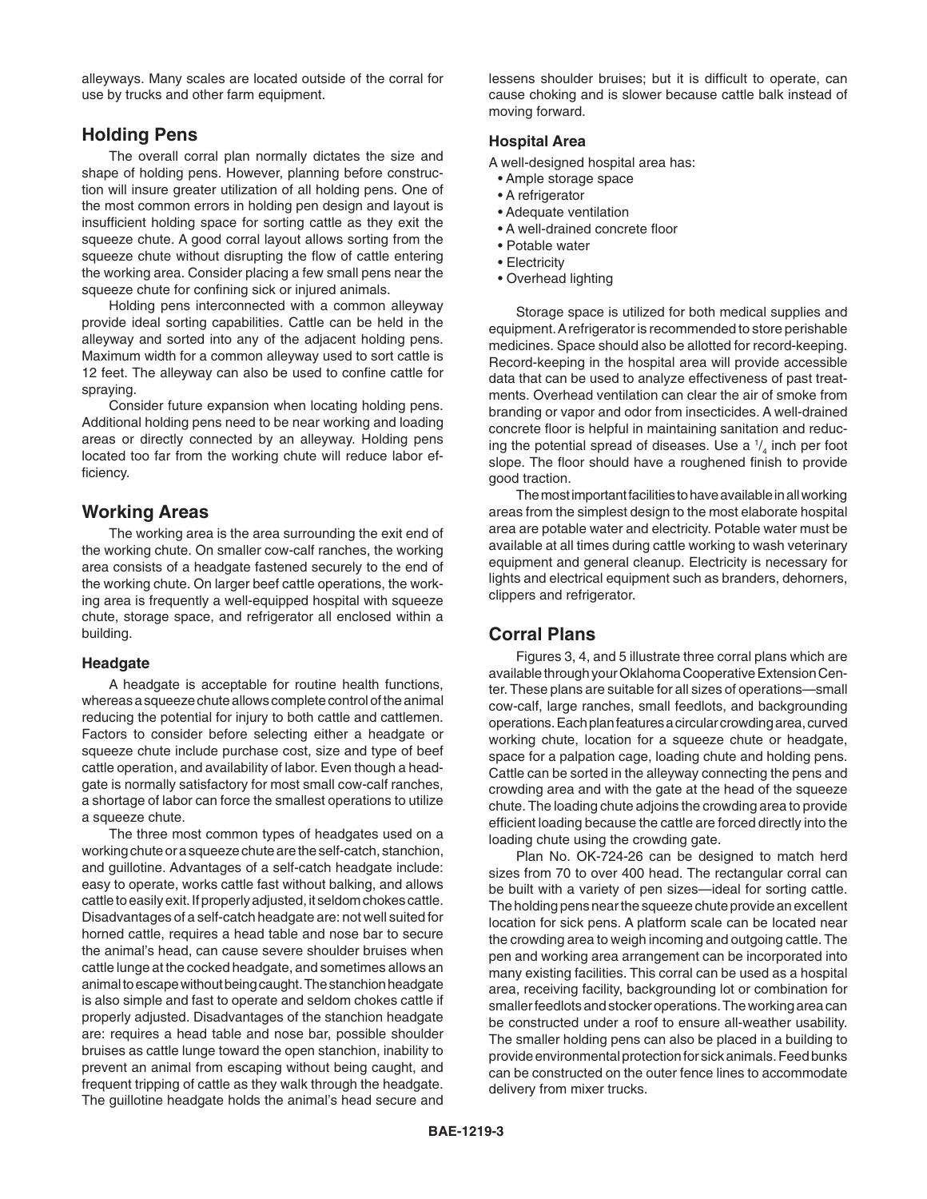alleyways. Many scales are located outside of the corral for use by trucks and other farm equipment.

## Holding Pens

The overall corral plan normally dictates the size and shape of holding pens. However, planning before construction will insure greater utilization of all holding pens. One of the most common errors in holding pen design and layout is insufficient holding space for sorting cattle as they exit the squeeze chute. A good corral layout allows sorting from the squeeze chute without disrupting the flow of cattle entering the working area. Consider placing a few small pens near the squeeze chute for confining sick or injured animals.

Holding pens interconnected with a common alleyway provide ideal sorting capabilities. Cattle can be held in the alleyway and sorted into any of the adjacent holding pens. Maximum width for a common alleyway used to sort cattle is 12 feet. The alleyway can also be used to confine cattle for spraying.

Consider future expansion when locating holding pens. Additional holding pens need to be near working and loading areas or directly connected by an alleyway. Holding pens located too far from the working chute will reduce labor efficiency.

## Working Areas

The working area is the area surrounding the exit end of the working chute. On smaller cow-calf ranches, the working area consists of a headgate fastened securely to the end of the working chute. On larger beef cattle operations, the working area is frequently a well-equipped hospital with squeeze chute, storage space, and refrigerator all enclosed within a building.

### Headgate

A headgate is acceptable for routine health functions, whereas a squeeze chute allows complete control of the animal reducing the potential for injury to both cattle and cattlemen. Factors to consider before selecting either a headgate or squeeze chute include purchase cost, size and type of beef cattle operation, and availability of labor. Even though a headgate is normally satisfactory for most small cow-calf ranches, a shortage of labor can force the smallest operations to utilize a squeeze chute.

The three most common types of headgates used on a working chute or a squeeze chute are the self-catch, stanchion, and guillotine. Advantages of a self-catch headgate include: easy to operate, works cattle fast without balking, and allows cattle to easily exit. If properly adjusted, it seldom chokes cattle. Disadvantages of a self-catch headgate are: not well suited for horned cattle, requires a head table and nose bar to secure the animal's head, can cause severe shoulder bruises when cattle lunge at the cocked headgate, and sometimes allows an animal to escape without being caught. The stanchion headgate is also simple and fast to operate and seldom chokes cattle if properly adjusted. Disadvantages of the stanchion headgate are: requires a head table and nose bar, possible shoulder bruises as cattle lunge toward the open stanchion, inability to prevent an animal from escaping without being caught, and frequent tripping of cattle as they walk through the headgate. The guillotine headgate holds the animal's head secure and lessens shoulder bruises; but it is difficult to operate, can cause choking and is slower because cattle balk instead of moving forward.

### Hospital Area

A well-designed hospital area has:

- Ample storage space
- A refrigerator
- Adequate ventilation
- A well-drained concrete floor
- Potable water
- Electricity
- Overhead lighting

Storage space is utilized for both medical supplies and equipment. A refrigerator is recommended to store perishable medicines. Space should also be allotted for record-keeping. Record-keeping in the hospital area will provide accessible data that can be used to analyze effectiveness of past treatments. Overhead ventilation can clear the air of smoke from branding or vapor and odor from insecticides. A well-drained concrete floor is helpful in maintaining sanitation and reducing the potential spread of diseases. Use a $^1/_4$ inch per foot slope. The floor should have a roughened finish to provide good traction.

The most important facilities to have available in all working areas from the simplest design to the most elaborate hospital area are potable water and electricity. Potable water must be available at all times during cattle working to wash veterinary equipment and general cleanup. Electricity is necessary for lights and electrical equipment such as branders, dehorners, clippers and refrigerator.

## Corral Plans

Figures 3, 4, and 5 illustrate three corral plans which are available through your Oklahoma Cooperative Extension Center. These plans are suitable for all sizes of operations—small cow-calf, large ranches, small feedlots, and backgrounding operations. Each plan features a circular crowding area, curved working chute, location for a squeeze chute or headgate, space for a palpation cage, loading chute and holding pens. Cattle can be sorted in the alleyway connecting the pens and crowding area and with the gate at the head of the squeeze chute. The loading chute adjoins the crowding area to provide efficient loading because the cattle are forced directly into the loading chute using the crowding gate.

Plan No. OK-724-26 can be designed to match herd sizes from 70 to over 400 head. The rectangular corral can be built with a variety of pen sizes—ideal for sorting cattle. The holding pens near the squeeze chute provide an excellent location for sick pens. A platform scale can be located near the crowding area to weigh incoming and outgoing cattle. The pen and working area arrangement can be incorporated into many existing facilities. This corral can be used as a hospital area, receiving facility, backgrounding lot or combination for smaller feedlots and stocker operations. The working area can be constructed under a roof to ensure all-weather usability. The smaller holding pens can also be placed in a building to provide environmental protection for sick animals. Feed bunks can be constructed on the outer fence lines to accommodate delivery from mixer trucks.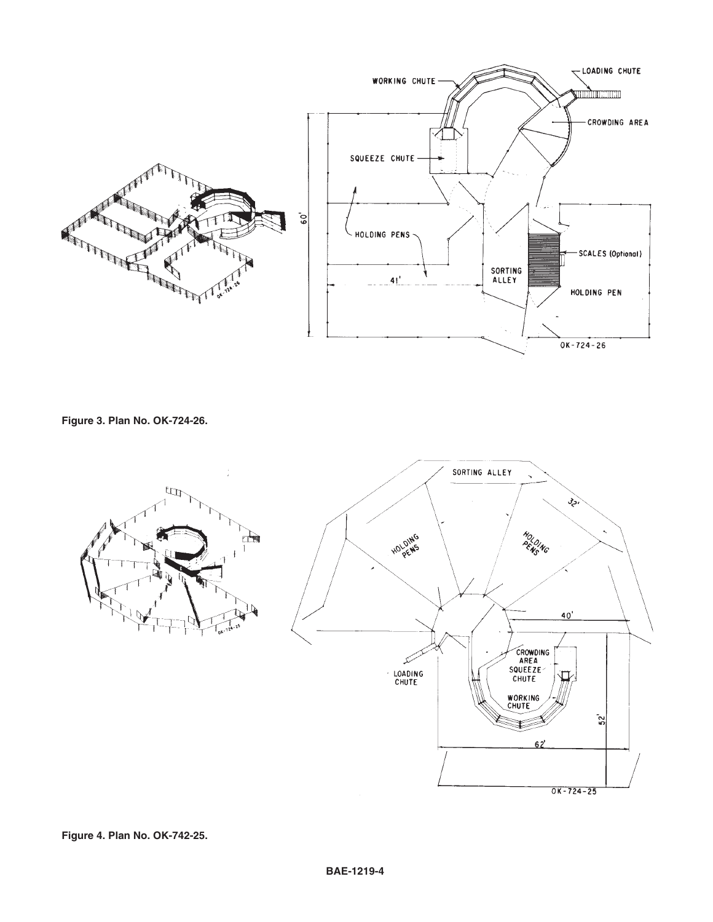Figure 3. Plan No. OK-724-26.

Figure 4. Plan No. OK-742-25.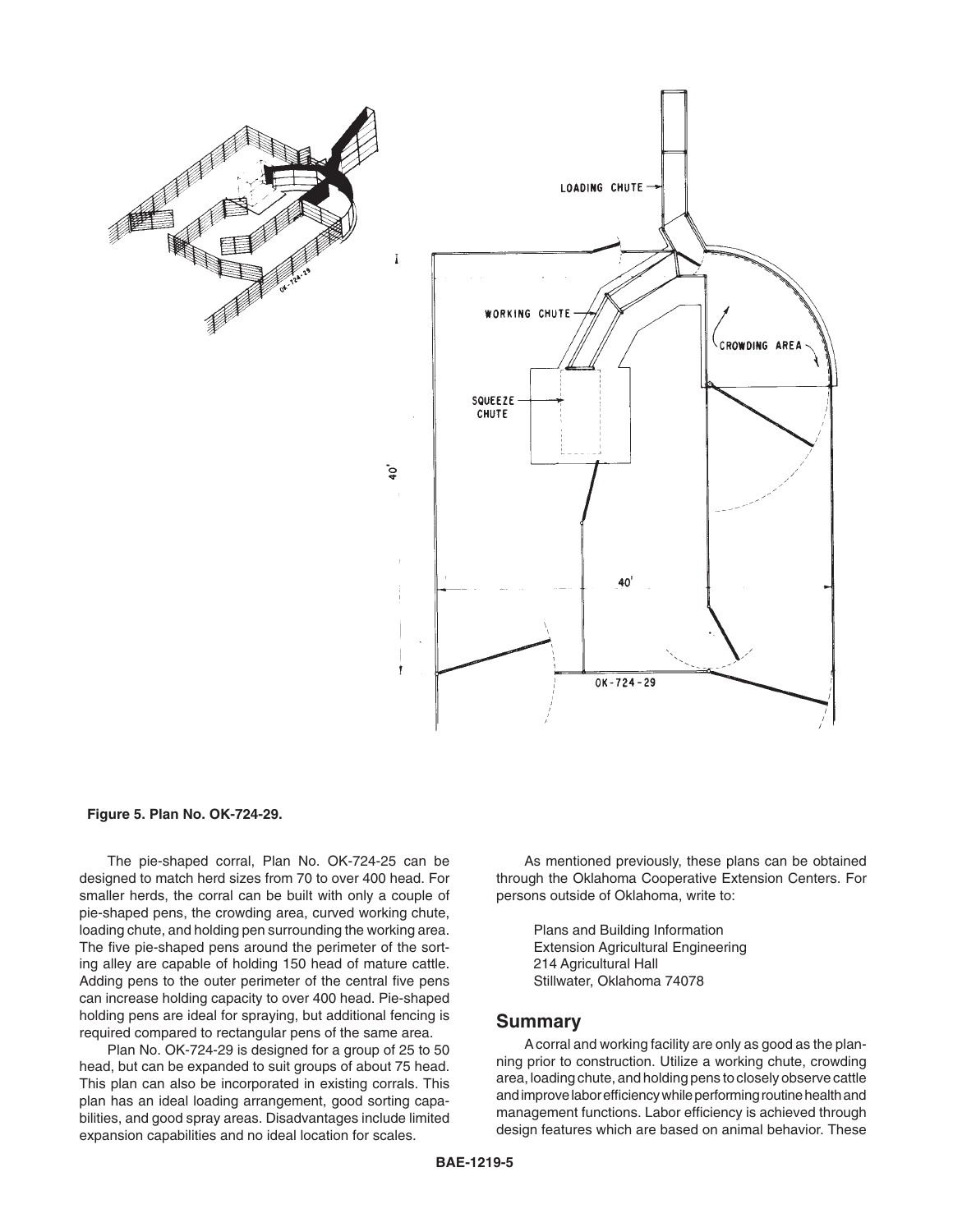**Figure 5. Plan No. OK-724-29.**

The pie-shaped corral, Plan No. OK-724-25 can be designed to match herd sizes from 70 to over 400 head. For smaller herds, the corral can be built with only a couple of pie-shaped pens, the crowding area, curved working chute, loading chute, and holding pen surrounding the working area. The five pie-shaped pens around the perimeter of the sorting alley are capable of holding 150 head of mature cattle. Adding pens to the outer perimeter of the central five pens can increase holding capacity to over 400 head. Pie-shaped holding pens are ideal for spraying, but additional fencing is required compared to rectangular pens of the same area.

Plan No. OK-724-29 is designed for a group of 25 to 50 head, but can be expanded to suit groups of about 75 head. This plan can also be incorporated in existing corrals. This plan has an ideal loading arrangement, good sorting capabilities, and good spray areas. Disadvantages include limited expansion capabilities and no ideal location for scales.

As mentioned previously, these plans can be obtained through the Oklahoma Cooperative Extension Centers. For persons outside of Oklahoma, write to:

Plans and Building Information
Extension Agricultural Engineering
214 Agricultural Hall
Stillwater, Oklahoma 74078

## Summary

A corral and working facility are only as good as the planning prior to construction. Utilize a working chute, crowding area, loading chute, and holding pens to closely observe cattle and improve labor efficiency while performing routine health and management functions. Labor efficiency is achieved through design features which are based on animal behavior. These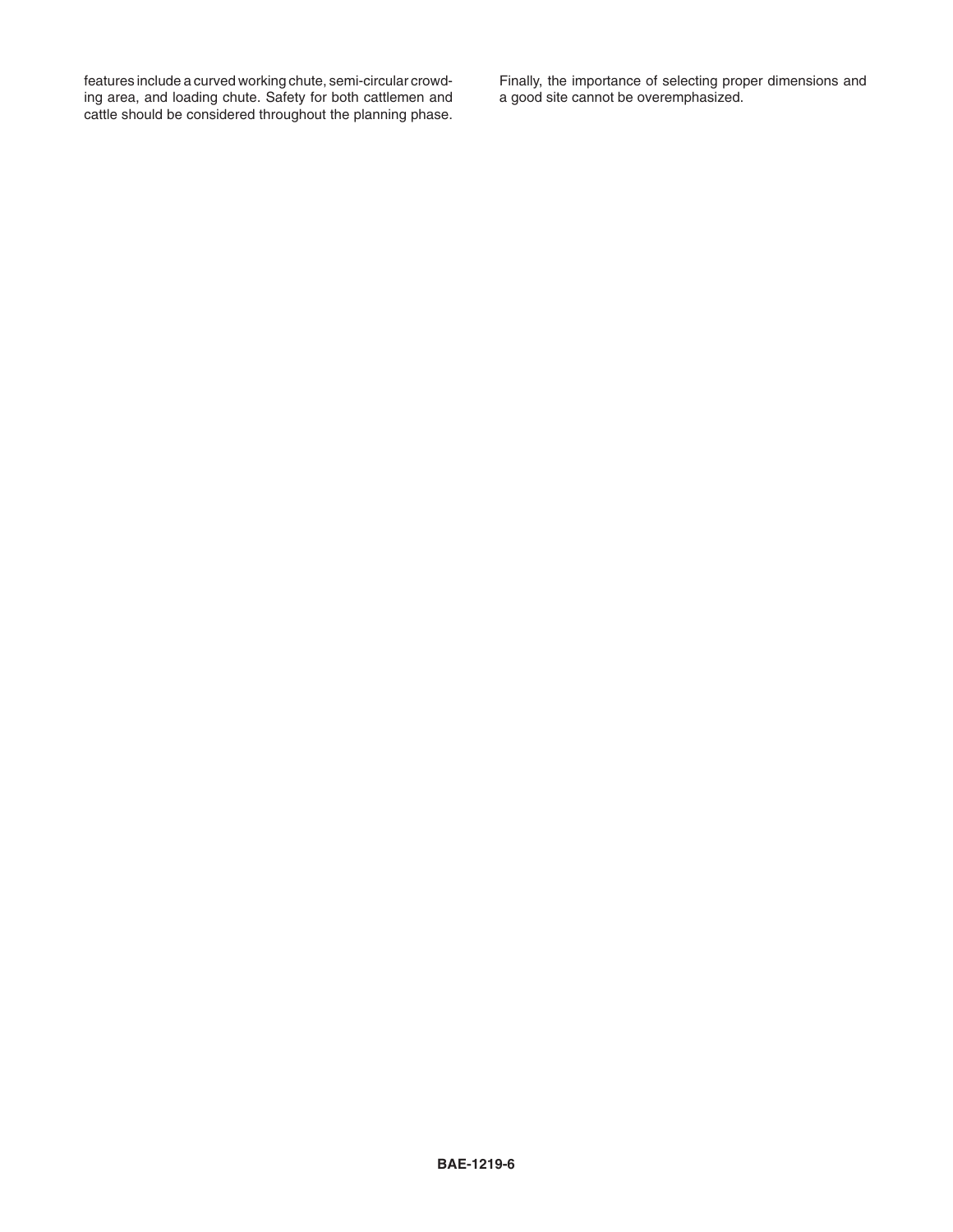features include a curved working chute, semi-circular crowding area, and loading chute. Safety for both cattlemen and cattle should be considered throughout the planning phase.

Finally, the importance of selecting proper dimensions and a good site cannot be overemphasized.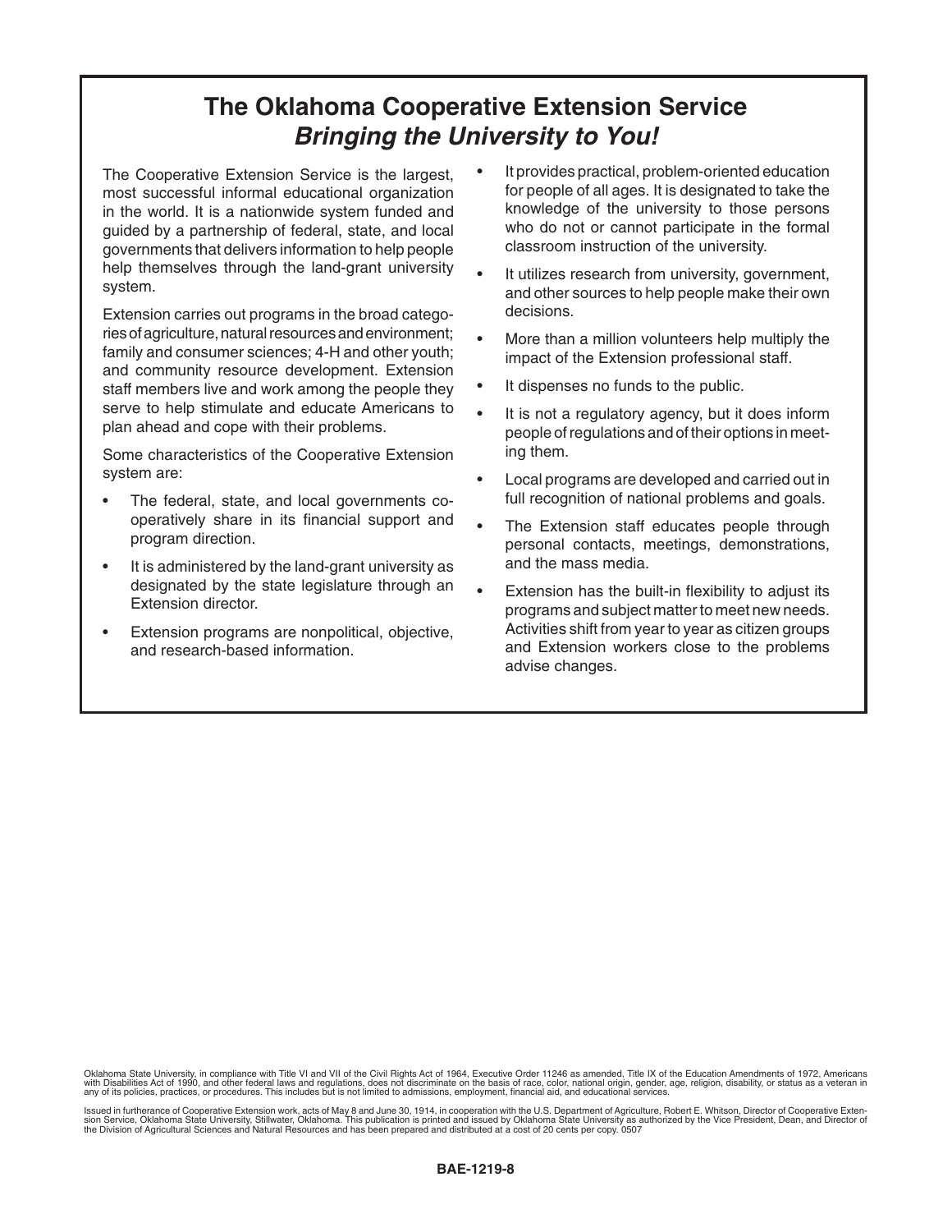# The Oklahoma Cooperative Extension Service
## *Bringing the University to You!*

The Cooperative Extension Service is the largest, most successful informal educational organization in the world. It is a nationwide system funded and guided by a partnership of federal, state, and local governments that delivers information to help people help themselves through the land-grant university system.

Extension carries out programs in the broad categories of agriculture, natural resources and environment; family and consumer sciences; 4-H and other youth; and community resource development. Extension staff members live and work among the people they serve to help stimulate and educate Americans to plan ahead and cope with their problems.

Some characteristics of the Cooperative Extension system are:

- The federal, state, and local governments cooperatively share in its financial support and program direction.
- It is administered by the land-grant university as designated by the state legislature through an Extension director.
- Extension programs are nonpolitical, objective, and research-based information.
- It provides practical, problem-oriented education for people of all ages. It is designated to take the knowledge of the university to those persons who do not or cannot participate in the formal classroom instruction of the university.
- It utilizes research from university, government, and other sources to help people make their own decisions.
- More than a million volunteers help multiply the impact of the Extension professional staff.
- It dispenses no funds to the public.
- It is not a regulatory agency, but it does inform people of regulations and of their options in meeting them.
- Local programs are developed and carried out in full recognition of national problems and goals.
- The Extension staff educates people through personal contacts, meetings, demonstrations, and the mass media.
- Extension has the built-in flexibility to adjust its programs and subject matter to meet new needs. Activities shift from year to year as citizen groups and Extension workers close to the problems advise changes.

Oklahoma State University, in compliance with Title VI and VII of the Civil Rights Act of 1964, Executive Order 11246 as amended, Title IX of the Education Amendments of 1972, Americans with Disabilities Act of 1990, and other federal laws and regulations, does not discriminate on the basis of race, color, national origin, gender, age, religion, disability, or status as a veteran in any of its policies, practices, or procedures. This includes but is not limited to admissions, employment, financial aid, and educational services.

Issued in furtherance of Cooperative Extension work, acts of May 8 and June 30, 1914, in cooperation with the U.S. Department of Agriculture, Robert E. Whitson, Director of Cooperative Extension Service, Oklahoma State University, Stillwater, Oklahoma. This publication is printed and issued by Oklahoma State University as authorized by the Vice President, Dean, and Director of the Division of Agricultural Sciences and Natural Resources and has been prepared and distributed at a cost of 20 cents per copy. 0507

**BAE-1219-8**